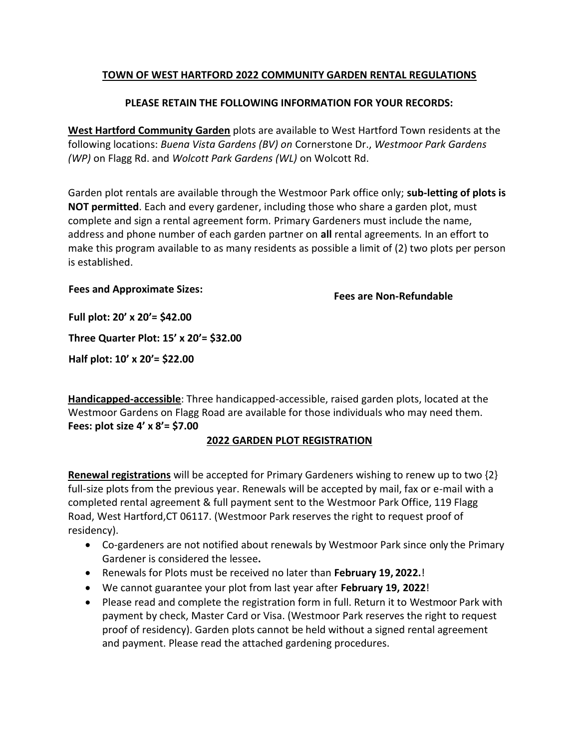# TOWN OF WEST HARTFORD 2022 COMMUNITY GARDEN RENTAL REGULATIONS

## PLEASE RETAIN THE FOLLOWING INFORMATION FOR YOUR RECORDS:

**West Hartford Community Garden** plots are available to West Hartford Town residents at the following locations: *Buena Vista Gardens (BV) on* Cornerstone Dr., *Westmoor Park Gardens (WP)* on Flagg Rd. and *Wolcott Park Gardens (WL)* on Wolcott Rd.

Garden plot rentals are available through the Westmoor Park office only; **sub-letting of plots is NOT permitted**. Each and every gardener, including those who share a garden plot, must complete and sign a rental agreement form. Primary Gardeners must include the name, address and phone number of each garden partner on **all** rental agreements. In an effort to make this program available to as many residents as possible a limit of (2) two plots per person is established.

**Fees and Approximate Sizes:**

**Fees are Non-Refundable**

**Full plot: 20' x 20'= $42.00**

**Three Quarter Plot: 15' x 20'= $32.00**

**Half plot: 10' x 20'= $22.00**

**Handicapped-accessible**: Three handicapped-accessible, raised garden plots, located at the Westmoor Gardens on Flagg Road are available for those individuals who may need them.
**Fees: plot size 4' x 8'= $7.00**

## 2022 GARDEN PLOT REGISTRATION

**Renewal registrations** will be accepted for Primary Gardeners wishing to renew up to two {2} full-size plots from the previous year. Renewals will be accepted by mail, fax or e-mail with a completed rental agreement & full payment sent to the Westmoor Park Office, 119 Flagg Road, West Hartford,CT 06117. (Westmoor Park reserves the right to request proof of residency).

- Co-gardeners are not notified about renewals by Westmoor Park since only the Primary Gardener is considered the lessee**.**
- Renewals for Plots must be received no later than **February 19, 2022.**!
- We cannot guarantee your plot from last year after **February 19, 2022**!
- Please read and complete the registration form in full. Return it to Westmoor Park with payment by check, Master Card or Visa. (Westmoor Park reserves the right to request proof of residency). Garden plots cannot be held without a signed rental agreement and payment. Please read the attached gardening procedures.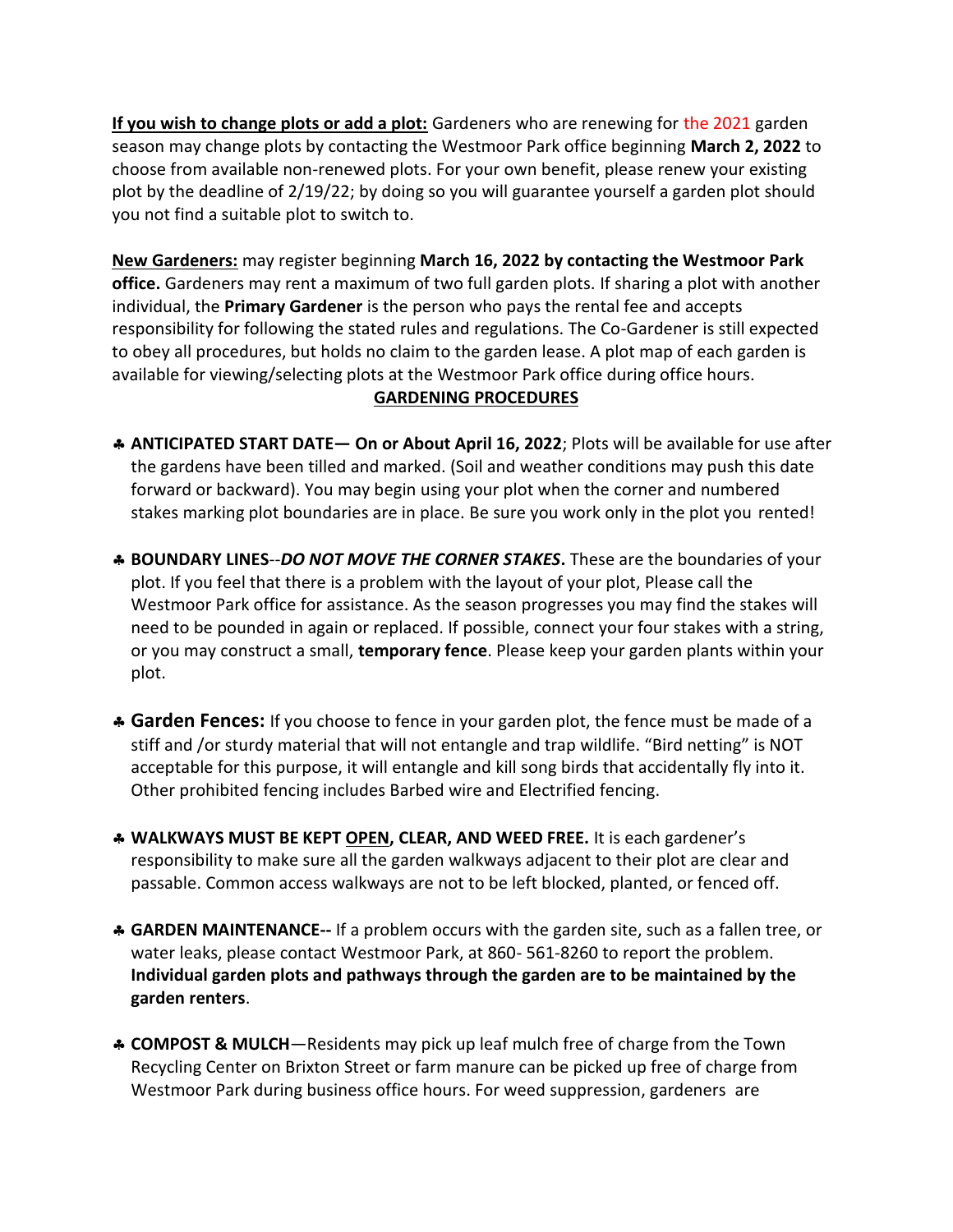**<u>If you wish to change plots or add a plot:</u>** Gardeners who are renewing for the 2021 garden season may change plots by contacting the Westmoor Park office beginning **March 2, 2022** to choose from available non-renewed plots. For your own benefit, please renew your existing plot by the deadline of 2/19/22; by doing so you will guarantee yourself a garden plot should you not find a suitable plot to switch to.

**<u>New Gardeners:</u>** may register beginning **March 16, 2022 by contacting the Westmoor Park office.** Gardeners may rent a maximum of two full garden plots. If sharing a plot with another individual, the **Primary Gardener** is the person who pays the rental fee and accepts responsibility for following the stated rules and regulations. The Co-Gardener is still expected to obey all procedures, but holds no claim to the garden lease. A plot map of each garden is available for viewing/selecting plots at the Westmoor Park office during office hours.

## <u>GARDENING PROCEDURES</u>

- ♣ **ANTICIPATED START DATE— On or About April 16, 2022**; Plots will be available for use after the gardens have been tilled and marked. (Soil and weather conditions may push this date forward or backward). You may begin using your plot when the corner and numbered stakes marking plot boundaries are in place. Be sure you work only in the plot you rented!

- ♣ **BOUNDARY LINES**--***DO NOT MOVE THE CORNER STAKES*.** These are the boundaries of your plot. If you feel that there is a problem with the layout of your plot, Please call the Westmoor Park office for assistance. As the season progresses you may find the stakes will need to be pounded in again or replaced. If possible, connect your four stakes with a string, or you may construct a small, **temporary fence**. Please keep your garden plants within your plot.

- ♣ **Garden Fences:** If you choose to fence in your garden plot, the fence must be made of a stiff and /or sturdy material that will not entangle and trap wildlife. "Bird netting" is NOT acceptable for this purpose, it will entangle and kill song birds that accidentally fly into it. Other prohibited fencing includes Barbed wire and Electrified fencing.

- ♣ **WALKWAYS MUST BE KEPT <u>OPEN</u>, CLEAR, AND WEED FREE.** It is each gardener's responsibility to make sure all the garden walkways adjacent to their plot are clear and passable. Common access walkways are not to be left blocked, planted, or fenced off.

- ♣ **GARDEN MAINTENANCE--** If a problem occurs with the garden site, such as a fallen tree, or water leaks, please contact Westmoor Park, at 860- 561-8260 to report the problem. **Individual garden plots and pathways through the garden are to be maintained by the garden renters**.

- ♣ **COMPOST & MULCH**—Residents may pick up leaf mulch free of charge from the Town Recycling Center on Brixton Street or farm manure can be picked up free of charge from Westmoor Park during business office hours. For weed suppression, gardeners are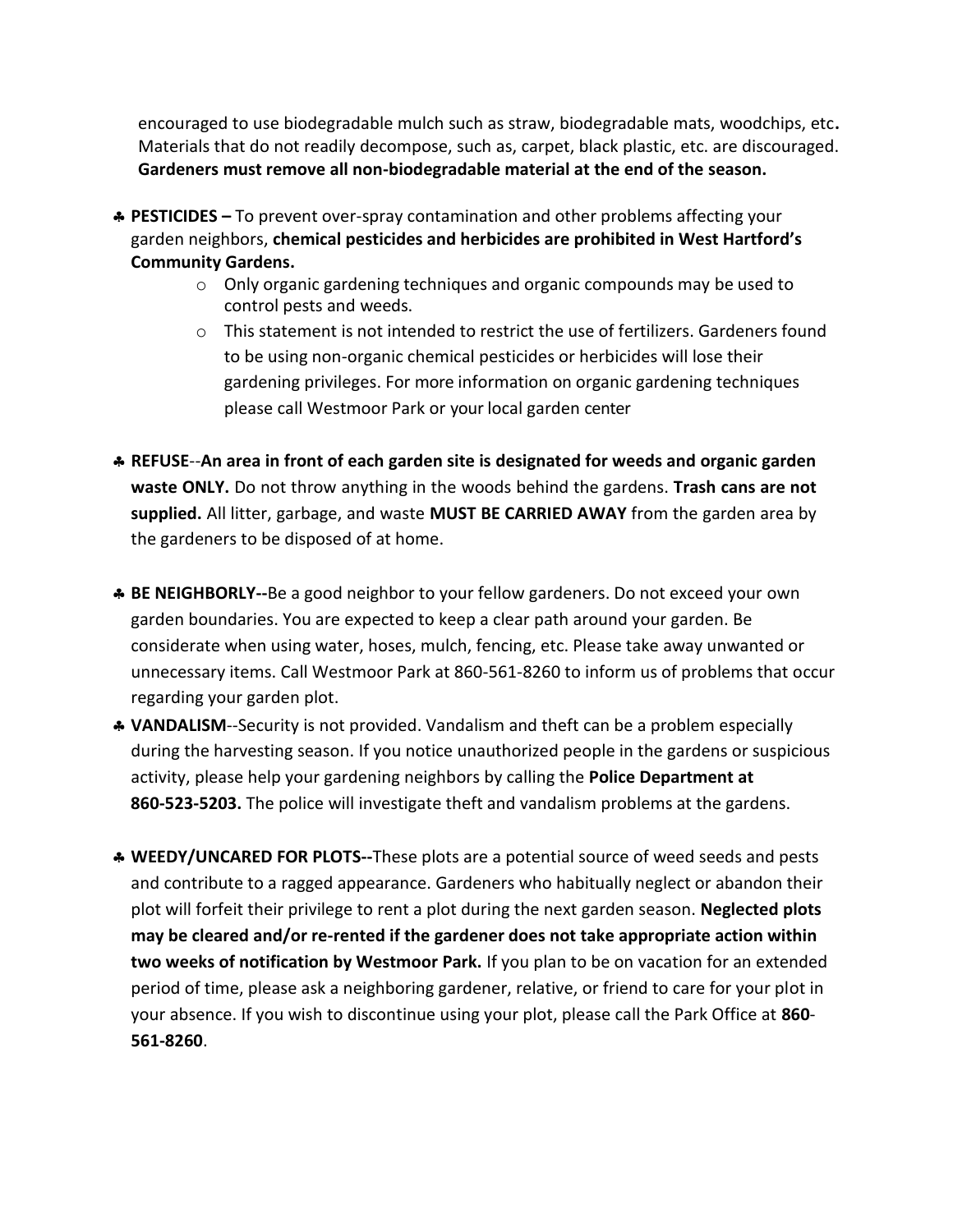encouraged to use biodegradable mulch such as straw, biodegradable mats, woodchips, etc**.** Materials that do not readily decompose, such as, carpet, black plastic, etc. are discouraged. **Gardeners must remove all non-biodegradable material at the end of the season.**

- **PESTICIDES –** To prevent over-spray contamination and other problems affecting your garden neighbors, **chemical pesticides and herbicides are prohibited in West Hartford's Community Gardens.**
  - Only organic gardening techniques and organic compounds may be used to control pests and weeds.
  - This statement is not intended to restrict the use of fertilizers. Gardeners found to be using non-organic chemical pesticides or herbicides will lose their gardening privileges. For more information on organic gardening techniques please call Westmoor Park or your local garden center

- **REFUSE**--**An area in front of each garden site is designated for weeds and organic garden waste ONLY.** Do not throw anything in the woods behind the gardens. **Trash cans are not supplied.** All litter, garbage, and waste **MUST BE CARRIED AWAY** from the garden area by the gardeners to be disposed of at home.

- **BE NEIGHBORLY--**Be a good neighbor to your fellow gardeners. Do not exceed your own garden boundaries. You are expected to keep a clear path around your garden. Be considerate when using water, hoses, mulch, fencing, etc. Please take away unwanted or unnecessary items. Call Westmoor Park at 860-561-8260 to inform us of problems that occur regarding your garden plot.
- **VANDALISM**--Security is not provided. Vandalism and theft can be a problem especially during the harvesting season. If you notice unauthorized people in the gardens or suspicious activity, please help your gardening neighbors by calling the **Police Department at 860-523-5203.** The police will investigate theft and vandalism problems at the gardens.

- **WEEDY/UNCARED FOR PLOTS--**These plots are a potential source of weed seeds and pests and contribute to a ragged appearance. Gardeners who habitually neglect or abandon their plot will forfeit their privilege to rent a plot during the next garden season. **Neglected plots may be cleared and/or re-rented if the gardener does not take appropriate action within two weeks of notification by Westmoor Park.** If you plan to be on vacation for an extended period of time, please ask a neighboring gardener, relative, or friend to care for your plot in your absence. If you wish to discontinue using your plot, please call the Park Office at **860-561-8260**.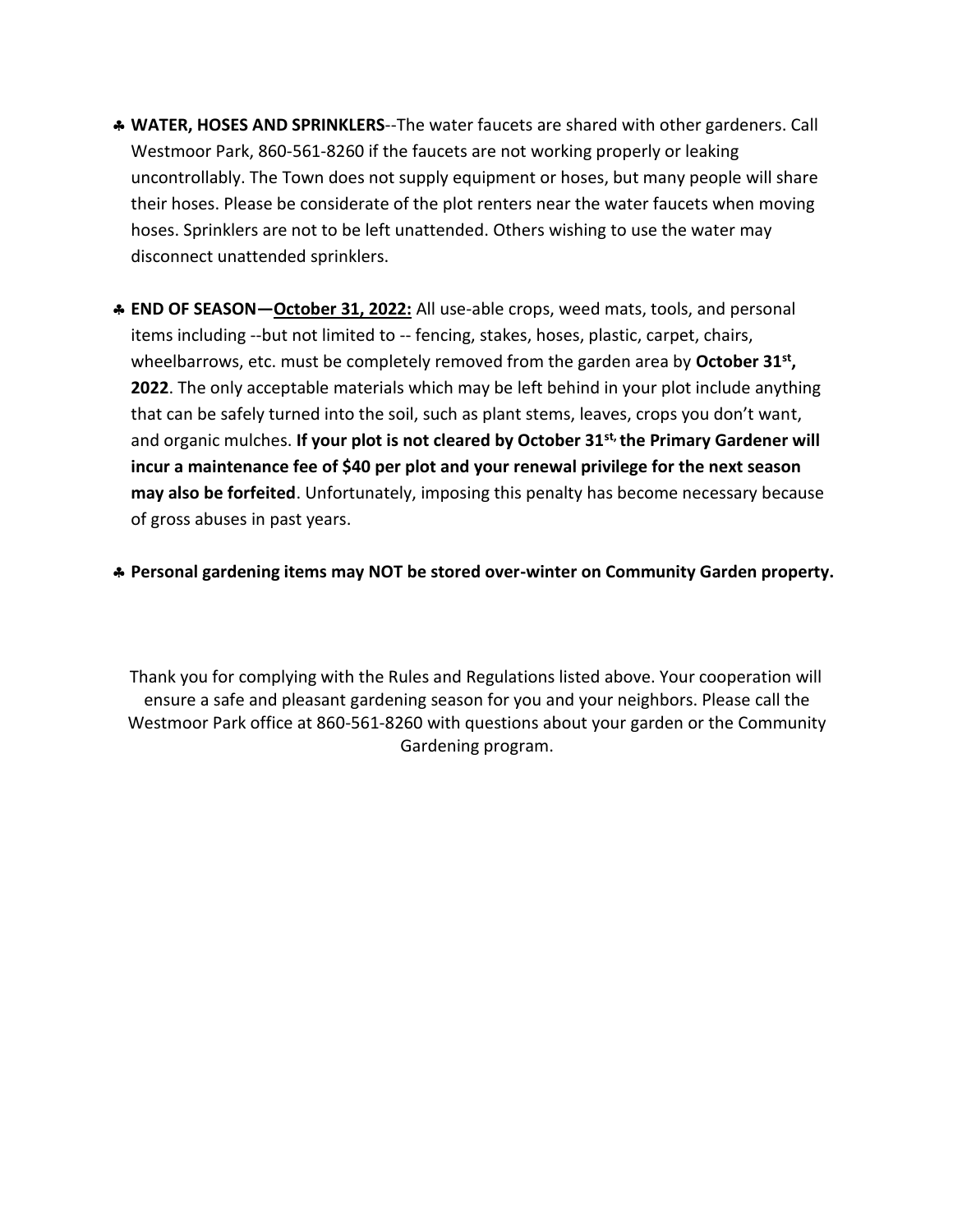- ♣ **WATER, HOSES AND SPRINKLERS**--The water faucets are shared with other gardeners. Call Westmoor Park, 860-561-8260 if the faucets are not working properly or leaking uncontrollably. The Town does not supply equipment or hoses, but many people will share their hoses. Please be considerate of the plot renters near the water faucets when moving hoses. Sprinklers are not to be left unattended. Others wishing to use the water may disconnect unattended sprinklers.

- ♣ **END OF SEASON—October 31, 2022:** All use-able crops, weed mats, tools, and personal items including --but not limited to -- fencing, stakes, hoses, plastic, carpet, chairs, wheelbarrows, etc. must be completely removed from the garden area by **October 31st, 2022**. The only acceptable materials which may be left behind in your plot include anything that can be safely turned into the soil, such as plant stems, leaves, crops you don't want, and organic mulches. **If your plot is not cleared by October 31st, the Primary Gardener will incur a maintenance fee of $40 per plot and your renewal privilege for the next season may also be forfeited**. Unfortunately, imposing this penalty has become necessary because of gross abuses in past years.

- ♣ **Personal gardening items may NOT be stored over-winter on Community Garden property.**

Thank you for complying with the Rules and Regulations listed above. Your cooperation will ensure a safe and pleasant gardening season for you and your neighbors. Please call the Westmoor Park office at 860-561-8260 with questions about your garden or the Community Gardening program.